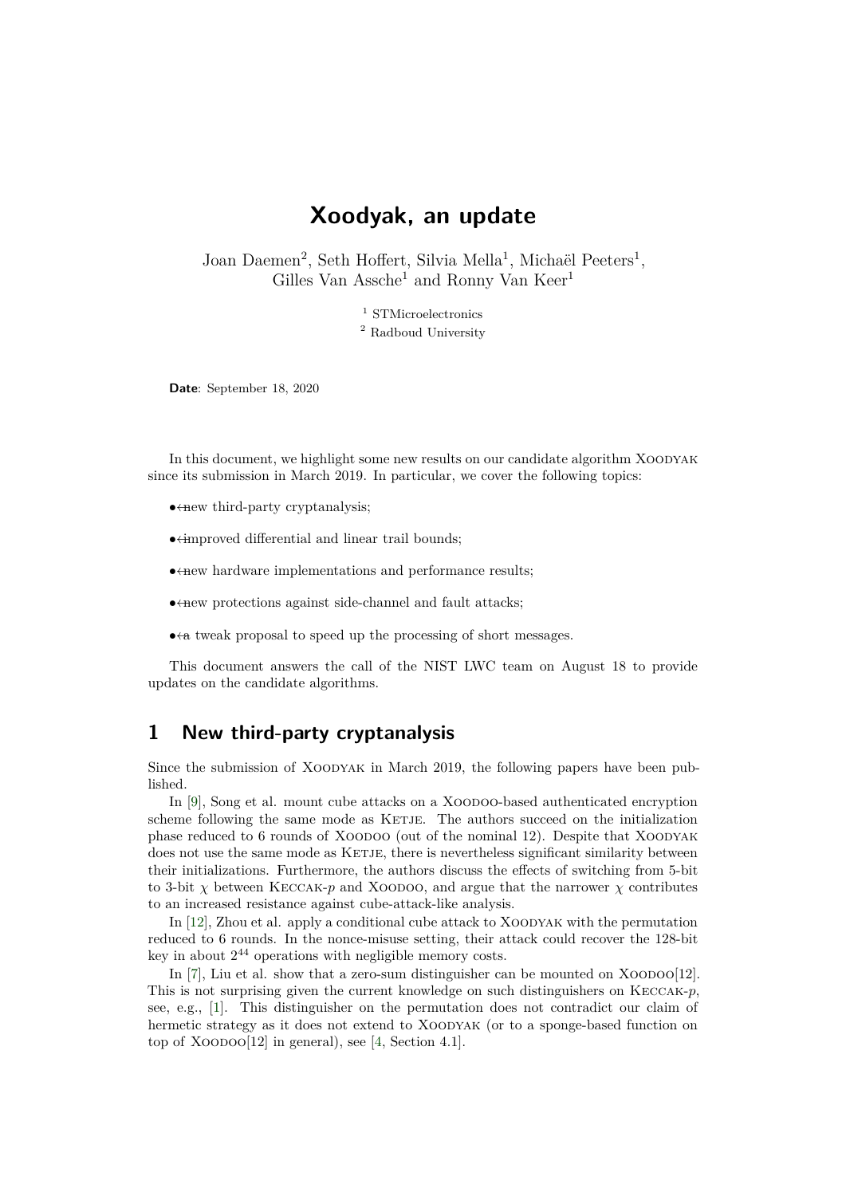# Xoodyak, an update

Joan Daemen[2], Seth Hoffert, Silvia Mella[1], Michaël Peeters[1], Gilles Van Assche[1] and Ronny Van Keer[1]

[1] STMicroelectronics

[2] Radboud University

**Date**: September 18, 2020

In this document, we highlight some new results on our candidate algorithm Xoodyak since its submission in March 2019. In particular, we cover the following topics:

- new third-party cryptanalysis;
- improved differential and linear trail bounds;
- new hardware implementations and performance results;
- new protections against side-channel and fault attacks;
- a tweak proposal to speed up the processing of short messages.

This document answers the call of the NIST LWC team on August 18 to provide updates on the candidate algorithms.

## 1 New third-party cryptanalysis

Since the submission of Xoodyak in March 2019, the following papers have been published.

In [9], Song et al. mount cube attacks on a Xoodoo-based authenticated encryption scheme following the same mode as Ketje. The authors succeed on the initialization phase reduced to 6 rounds of Xoodoo (out of the nominal 12). Despite that Xoodyak does not use the same mode as Ketje, there is nevertheless significant similarity between their initializations. Furthermore, the authors discuss the effects of switching from 5-bit to 3-bit $\chi$ between Keccak-$p$ and Xoodoo, and argue that the narrower $\chi$ contributes to an increased resistance against cube-attack-like analysis.

In [12], Zhou et al. apply a conditional cube attack to Xoodyak with the permutation reduced to 6 rounds. In the nonce-misuse setting, their attack could recover the 128-bit key in about $2^{44}$ operations with negligible memory costs.

In [7], Liu et al. show that a zero-sum distinguisher can be mounted on Xoodoo[12]. This is not surprising given the current knowledge on such distinguishers on Keccak-$p$, see, e.g., [1]. This distinguisher on the permutation does not contradict our claim of hermetic strategy as it does not extend to Xoodyak (or to a sponge-based function on top of Xoodoo[12] in general), see [4, Section 4.1].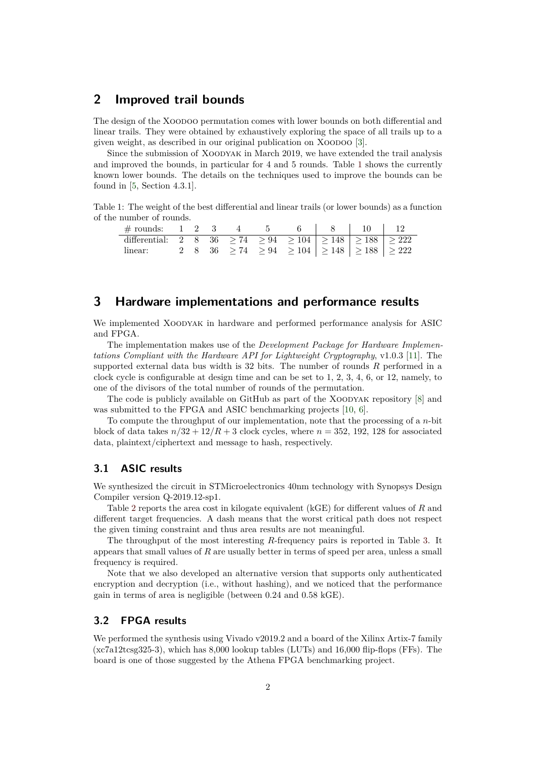## 2 Improved trail bounds

The design of the Xoodoo permutation comes with lower bounds on both differential and linear trails. They were obtained by exhaustively exploring the space of all trails up to a given weight, as described in our original publication on Xoodoo [3].

Since the submission of Xoodyak in March 2019, we have extended the trail analysis and improved the bounds, in particular for 4 and 5 rounds. Table 1 shows the currently known lower bounds. The details on the techniques used to improve the bounds can be found in [5, Section 4.3.1].

Table 1: The weight of the best differential and linear trails (or lower bounds) as a function of the number of rounds.

| # rounds: | 1 | 2 | 3 | 4 | 5 | 6 | 8 | 10 | 12 |
|---|---|---|---|---|---|---|---|---|---|
| differential: | 2 | 8 | 36 | $\geq 74$ | $\geq 94$ | $\geq 104$ | $\geq 148$ | $\geq 188$ | $\geq 222$ |
| linear: | 2 | 8 | 36 | $\geq 74$ | $\geq 94$ | $\geq 104$ | $\geq 148$ | $\geq 188$ | $\geq 222$ |

## 3 Hardware implementations and performance results

We implemented Xoodyak in hardware and performed performance analysis for ASIC and FPGA.

The implementation makes use of the *Development Package for Hardware Implementations Compliant with the Hardware API for Lightweight Cryptography*, v1.0.3 [11]. The supported external data bus width is 32 bits. The number of rounds $R$ performed in a clock cycle is configurable at design time and can be set to 1, 2, 3, 4, 6, or 12, namely, to one of the divisors of the total number of rounds of the permutation.

The code is publicly available on GitHub as part of the Xoodyak repository [8] and was submitted to the FPGA and ASIC benchmarking projects [10, 6].

To compute the throughput of our implementation, note that the processing of a $n$-bit block of data takes $n/32 + 12/R + 3$ clock cycles, where $n = 352, 192, 128$ for associated data, plaintext/ciphertext and message to hash, respectively.

### 3.1 ASIC results

We synthesized the circuit in STMicroelectronics 40nm technology with Synopsys Design Compiler version Q-2019.12-sp1.

Table 2 reports the area cost in kilogate equivalent (kGE) for different values of $R$ and different target frequencies. A dash means that the worst critical path does not respect the given timing constraint and thus area results are not meaningful.

The throughput of the most interesting $R$-frequency pairs is reported in Table 3. It appears that small values of $R$ are usually better in terms of speed per area, unless a small frequency is required.

Note that we also developed an alternative version that supports only authenticated encryption and decryption (i.e., without hashing), and we noticed that the performance gain in terms of area is negligible (between 0.24 and 0.58 kGE).

### 3.2 FPGA results

We performed the synthesis using Vivado v2019.2 and a board of the Xilinx Artix-7 family (xc7a12tcsg325-3), which has 8,000 lookup tables (LUTs) and 16,000 flip-flops (FFs). The board is one of those suggested by the Athena FPGA benchmarking project.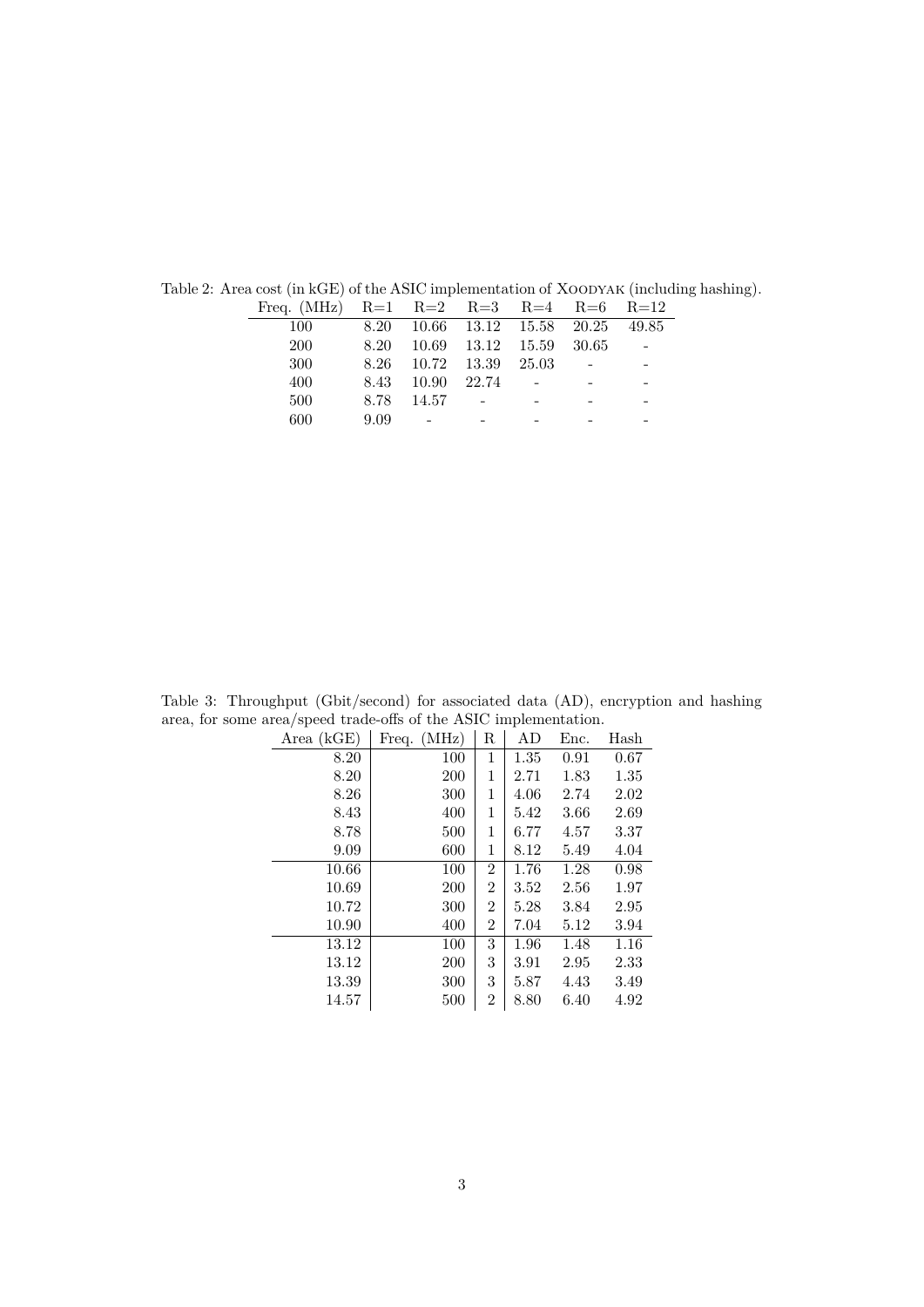Table 2: Area cost (in kGE) of the ASIC implementation of Xoodyak (including hashing).

| Freq. (MHz) | R=1 | R=2 | R=3 | R=4 | R=6 | R=12 |
|---|---|---|---|---|---|---|
| 100 | 8.20 | 10.66 | 13.12 | 15.58 | 20.25 | 49.85 |
| 200 | 8.20 | 10.69 | 13.12 | 15.59 | 30.65 | - |
| 300 | 8.26 | 10.72 | 13.39 | 25.03 | - | - |
| 400 | 8.43 | 10.90 | 22.74 | - | - | - |
| 500 | 8.78 | 14.57 | - | - | - | - |
| 600 | 9.09 | - | - | - | - | - |

Table 3: Throughput (Gbit/second) for associated data (AD), encryption and hashing area, for some area/speed trade-offs of the ASIC implementation.

| Area (kGE) | Freq. (MHz) | R | AD | Enc. | Hash |
|---|---|---|---|---|---|
| 8.20 | 100 | 1 | 1.35 | 0.91 | 0.67 |
| 8.20 | 200 | 1 | 2.71 | 1.83 | 1.35 |
| 8.26 | 300 | 1 | 4.06 | 2.74 | 2.02 |
| 8.43 | 400 | 1 | 5.42 | 3.66 | 2.69 |
| 8.78 | 500 | 1 | 6.77 | 4.57 | 3.37 |
| 9.09 | 600 | 1 | 8.12 | 5.49 | 4.04 |
| 10.66 | 100 | 2 | 1.76 | 1.28 | 0.98 |
| 10.69 | 200 | 2 | 3.52 | 2.56 | 1.97 |
| 10.72 | 300 | 2 | 5.28 | 3.84 | 2.95 |
| 10.90 | 400 | 2 | 7.04 | 5.12 | 3.94 |
| 13.12 | 100 | 3 | 1.96 | 1.48 | 1.16 |
| 13.12 | 200 | 3 | 3.91 | 2.95 | 2.33 |
| 13.39 | 300 | 3 | 5.87 | 4.43 | 3.49 |
| 14.57 | 500 | 2 | 8.80 | 6.40 | 4.92 |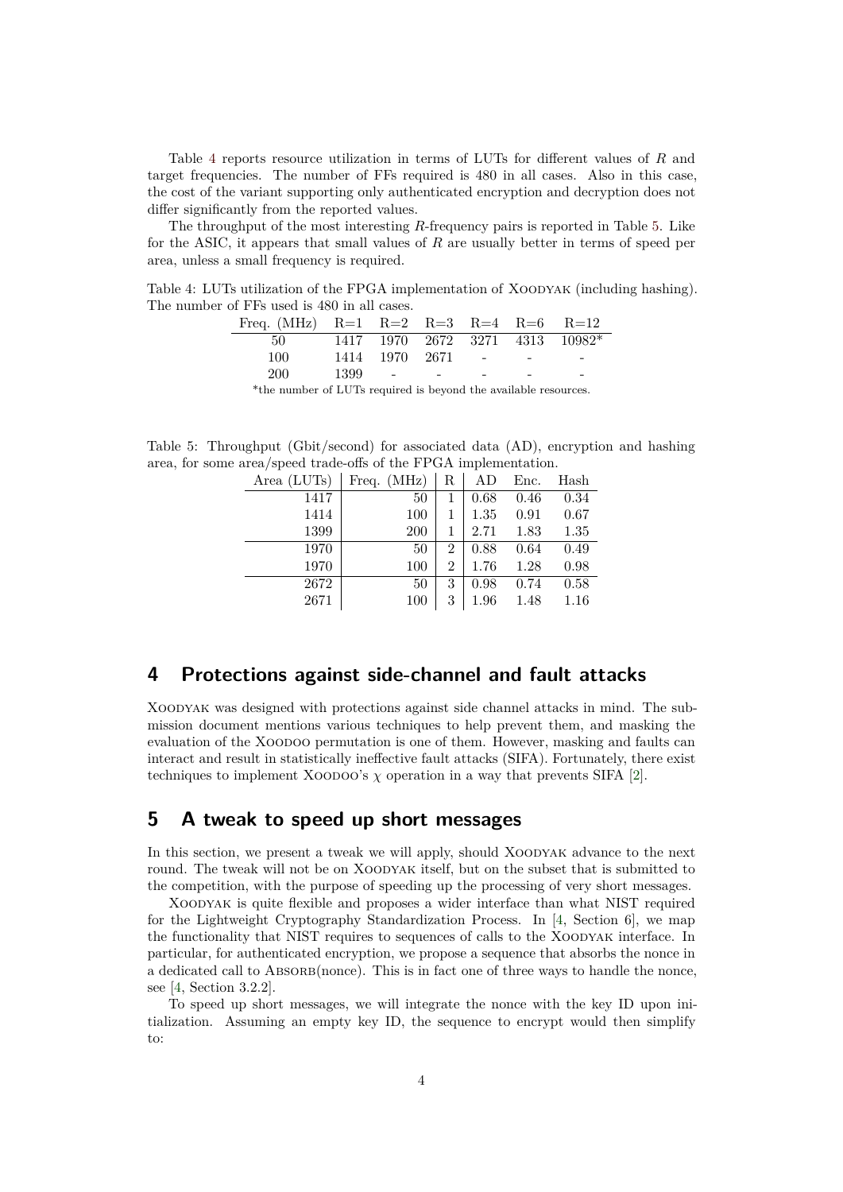Table 4 reports resource utilization in terms of LUTs for different values of $R$ and target frequencies. The number of FFs required is 480 in all cases. Also in this case, the cost of the variant supporting only authenticated encryption and decryption does not differ significantly from the reported values.

The throughput of the most interesting $R$-frequency pairs is reported in Table 5. Like for the ASIC, it appears that small values of $R$ are usually better in terms of speed per area, unless a small frequency is required.

Table 4: LUTs utilization of the FPGA implementation of Xoodyak (including hashing). The number of FFs used is 480 in all cases.

| Freq. (MHz) | R=1 | R=2 | R=3 | R=4 | R=6 | R=12 |
|---|---|---|---|---|---|---|
| 50 | 1417 | 1970 | 2672 | 3271 | 4313 | 10982* |
| 100 | 1414 | 1970 | 2671 | - | - | - |
| 200 | 1399 | - | - | - | - | - |

*the number of LUTs required is beyond the available resources.

Table 5: Throughput (Gbit/second) for associated data (AD), encryption and hashing area, for some area/speed trade-offs of the FPGA implementation.

| Area (LUTs) | Freq. (MHz) | R | AD | Enc. | Hash |
|---|---|---|---|---|---|
| 1417 | 50 | 1 | 0.68 | 0.46 | 0.34 |
| 1414 | 100 | 1 | 1.35 | 0.91 | 0.67 |
| 1399 | 200 | 1 | 2.71 | 1.83 | 1.35 |
| 1970 | 50 | 2 | 0.88 | 0.64 | 0.49 |
| 1970 | 100 | 2 | 1.76 | 1.28 | 0.98 |
| 2672 | 50 | 3 | 0.98 | 0.74 | 0.58 |
| 2671 | 100 | 3 | 1.96 | 1.48 | 1.16 |

## 4 Protections against side-channel and fault attacks

Xoodyak was designed with protections against side channel attacks in mind. The submission document mentions various techniques to help prevent them, and masking the evaluation of the Xoodoo permutation is one of them. However, masking and faults can interact and result in statistically ineffective fault attacks (SIFA). Fortunately, there exist techniques to implement Xoodoo's $\chi$ operation in a way that prevents SIFA [2].

## 5 A tweak to speed up short messages

In this section, we present a tweak we will apply, should Xoodyak advance to the next round. The tweak will not be on Xoodyak itself, but on the subset that is submitted to the competition, with the purpose of speeding up the processing of very short messages.

Xoodyak is quite flexible and proposes a wider interface than what NIST required for the Lightweight Cryptography Standardization Process. In [4, Section 6], we map the functionality that NIST requires to sequences of calls to the Xoodyak interface. In particular, for authenticated encryption, we propose a sequence that absorbs the nonce in a dedicated call to Absorb(nonce). This is in fact one of three ways to handle the nonce, see [4, Section 3.2.2].

To speed up short messages, we will integrate the nonce with the key ID upon initialization. Assuming an empty key ID, the sequence to encrypt would then simplify to: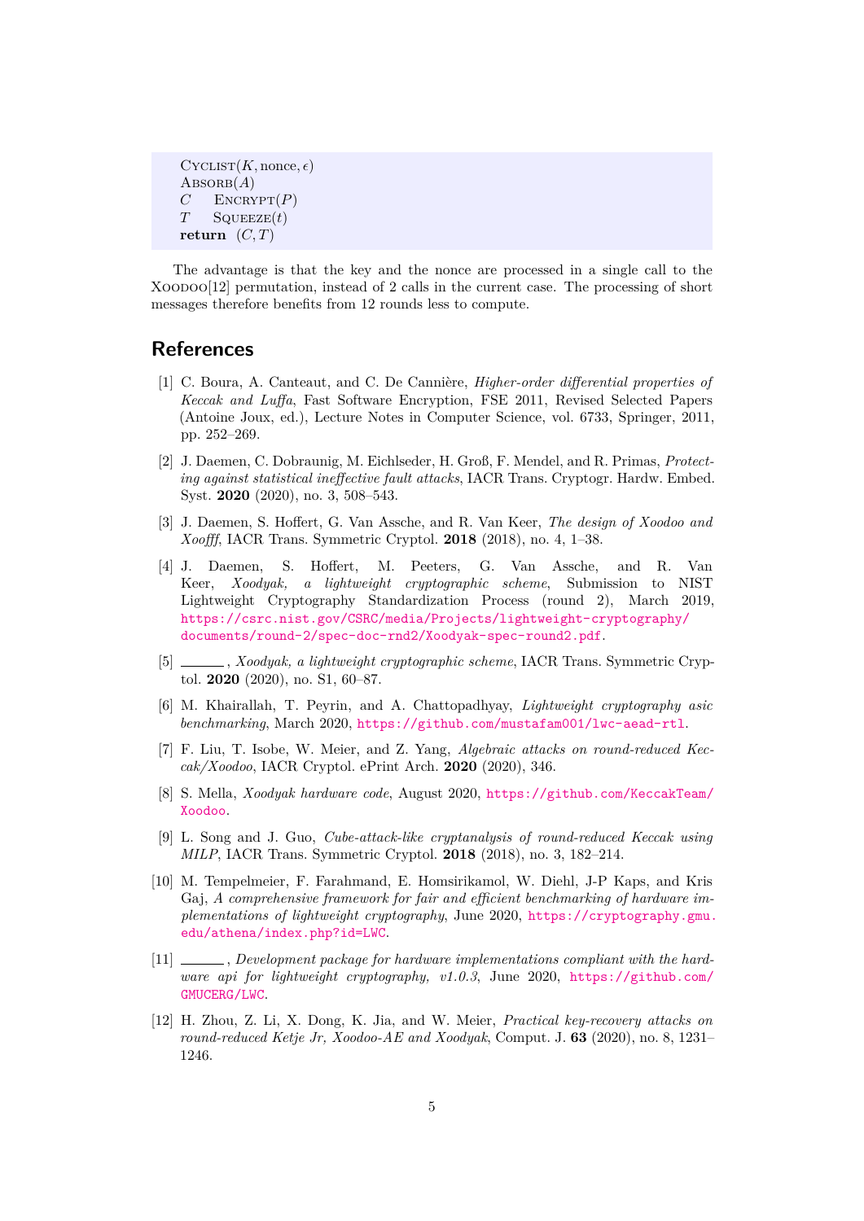```
CYCLIST(K, nonce, ϵ)
ABSORB(A)
C    ENCRYPT(P)
T    SQUEEZE(t)
return (C, T)
```

The advantage is that the key and the nonce are processed in a single call to the XOODOO[12] permutation, instead of 2 calls in the current case. The processing of short messages therefore benefits from 12 rounds less to compute.

## References

[1] C. Boura, A. Canteaut, and C. De Cannière, *Higher-order differential properties of Keccak and Luffa*, Fast Software Encryption, FSE 2011, Revised Selected Papers (Antoine Joux, ed.), Lecture Notes in Computer Science, vol. 6733, Springer, 2011, pp. 252–269.

[2] J. Daemen, C. Dobraunig, M. Eichlseder, H. Groß, F. Mendel, and R. Primas, *Protecting against statistical ineffective fault attacks*, IACR Trans. Cryptogr. Hardw. Embed. Syst. **2020** (2020), no. 3, 508–543.

[3] J. Daemen, S. Hoffert, G. Van Assche, and R. Van Keer, *The design of Xoodoo and Xoofff*, IACR Trans. Symmetric Cryptol. **2018** (2018), no. 4, 1–38.

[4] J. Daemen, S. Hoffert, M. Peeters, G. Van Assche, and R. Van Keer, *Xoodyak, a lightweight cryptographic scheme*, Submission to NIST Lightweight Cryptography Standardization Process (round 2), March 2019, https://csrc.nist.gov/CSRC/media/Projects/lightweight-cryptography/documents/round-2/spec-doc-rnd2/Xoodyak-spec-round2.pdf.

[5] ______, *Xoodyak, a lightweight cryptographic scheme*, IACR Trans. Symmetric Cryptol. **2020** (2020), no. S1, 60–87.

[6] M. Khairallah, T. Peyrin, and A. Chattopadhyay, *Lightweight cryptography asic benchmarking*, March 2020, https://github.com/mustafam001/lwc-aead-rtl.

[7] F. Liu, T. Isobe, W. Meier, and Z. Yang, *Algebraic attacks on round-reduced Keccak/Xoodoo*, IACR Cryptol. ePrint Arch. **2020** (2020), 346.

[8] S. Mella, *Xoodyak hardware code*, August 2020, https://github.com/KeccakTeam/Xoodoo.

[9] L. Song and J. Guo, *Cube-attack-like cryptanalysis of round-reduced Keccak using MILP*, IACR Trans. Symmetric Cryptol. **2018** (2018), no. 3, 182–214.

[10] M. Tempelmeier, F. Farahmand, E. Homsirikamol, W. Diehl, J-P Kaps, and Kris Gaj, *A comprehensive framework for fair and efficient benchmarking of hardware implementations of lightweight cryptography*, June 2020, https://cryptography.gmu.edu/athena/index.php?id=LWC.

[11] ______, *Development package for hardware implementations compliant with the hardware api for lightweight cryptography, v1.0.3*, June 2020, https://github.com/GMUCERG/LWC.

[12] H. Zhou, Z. Li, X. Dong, K. Jia, and W. Meier, *Practical key-recovery attacks on round-reduced Ketje Jr, Xoodoo-AE and Xoodyak*, Comput. J. **63** (2020), no. 8, 1231–1246.